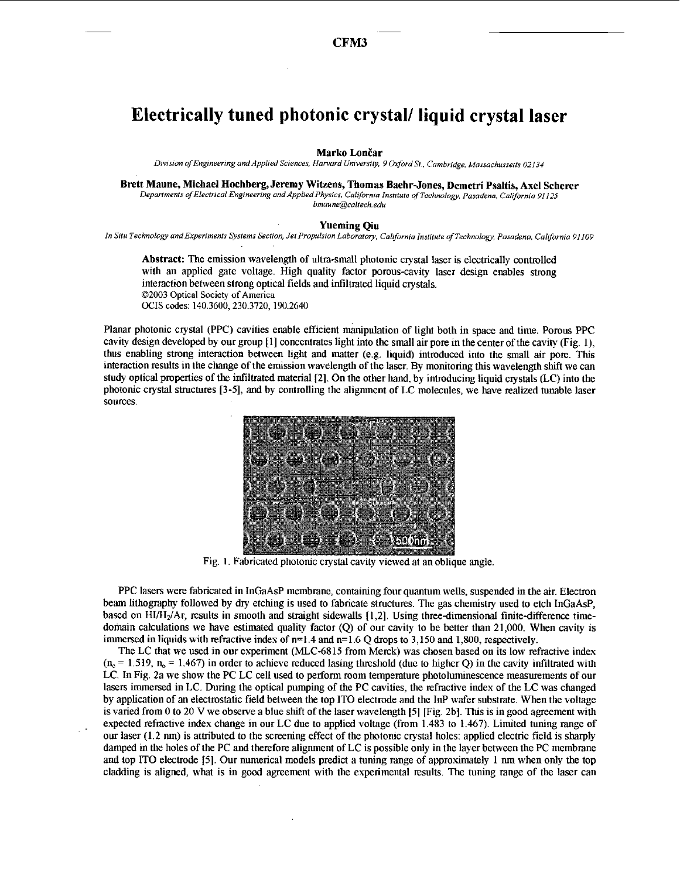# Electrically tuned photonic crystal/ liquid crystal laser

**Marko Lončar**

*Division of Engineering and Applied Sciences, Harvard University, 9 Oxford St., Cambridge, Massachussetts 02134*

**Brett Maune, Michael Hochberg, Jeremy Witzens, Thomas Baehr-Jones, Demetri Psaltis, Axel Scherer**

*Departments of Electrical Engineering and Applied Physics, California Institute of Technology, Pasadena, California 91125*
*bmaune@caltech.edu*

**Yueming Qiu**

*In Situ Technology and Experiments Systems Section, Jet Propulsion Laboratory, California Institute of Technology, Pasadena, California 91109*

**Abstract:** The emission wavelength of ultra-small photonic crystal laser is electrically controlled with an applied gate voltage. High quality factor porous-cavity laser design enables strong interaction between strong optical fields and infiltrated liquid crystals.
©2003 Optical Society of America
OCIS codes: 140.3600, 230.3720, 190.2640

Planar photonic crystal (PPC) cavities enable efficient manipulation of light both in space and time. Porous PPC cavity design developed by our group [1] concentrates light into the small air pore in the center of the cavity (Fig. 1), thus enabling strong interaction between light and matter (e.g. liquid) introduced into the small air pore. This interaction results in the change of the emission wavelength of the laser. By monitoring this wavelength shift we can study optical properties of the infiltrated material [2]. On the other hand, by introducing liquid crystals (LC) into the photonic crystal structures [3-5], and by controlling the alignment of LC molecules, we have realized tunable laser sources.

Fig. 1. Fabricated photonic crystal cavity viewed at an oblique angle.

PPC lasers were fabricated in InGaAsP membrane, containing four quantum wells, suspended in the air. Electron beam lithography followed by dry etching is used to fabricate structures. The gas chemistry used to etch InGaAsP, based on $HI/H_2/Ar$, results in smooth and straight sidewalls [1,2]. Using three-dimensional finite-difference time-domain calculations we have estimated quality factor (Q) of our cavity to be better than 21,000. When cavity is immersed in liquids with refractive index of n=1.4 and n=1.6 Q drops to 3,150 and 1,800, respectively.

The LC that we used in our experiment (MLC-6815 from Merck) was chosen based on its low refractive index ($n_e$ = 1.519, $n_o$ = 1.467) in order to achieve reduced lasing threshold (due to higher Q) in the cavity infiltrated with LC. In Fig. 2a we show the PC LC cell used to perform room temperature photoluminescence measurements of our lasers immersed in LC. During the optical pumping of the PC cavities, the refractive index of the LC was changed by application of an electrostatic field between the top ITO electrode and the InP wafer substrate. When the voltage is varied from 0 to 20 V we observe a blue shift of the laser wavelength [5] [Fig. 2b]. This is in good agreement with expected refractive index change in our LC due to applied voltage (from 1.483 to 1.467). Limited tuning range of our laser (1.2 nm) is attributed to the screening effect of the photonic crystal holes: applied electric field is sharply damped in the holes of the PC and therefore alignment of LC is possible only in the layer between the PC membrane and top ITO electrode [5]. Our numerical models predict a tuning range of approximately 1 nm when only the top cladding is aligned, what is in good agreement with the experimental results. The tuning range of the laser can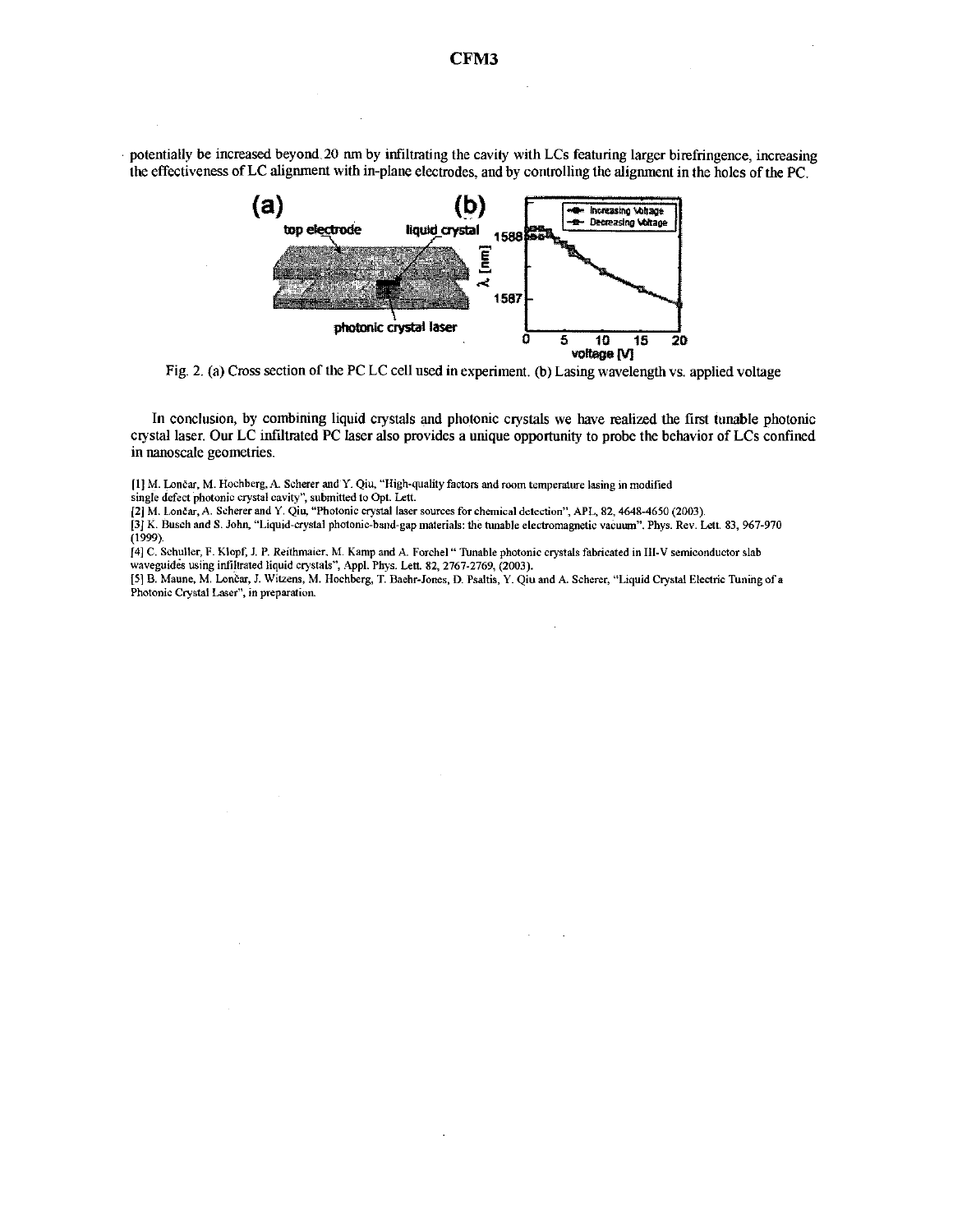potentially be increased beyond 20 nm by infiltrating the cavity with LCs featuring larger birefringence, increasing the effectiveness of LC alignment with in-plane electrodes, and by controlling the alignment in the holes of the PC.

(a)

top electrode

liquid crystal

photonic crystal laser

(b)

Increasing Voltage

Decreasing Voltage

$\lambda$ [nm]

1588

1587

0 5 10 15 20

voltage [V]

Fig. 2. (a) Cross section of the PC LC cell used in experiment. (b) Lasing wavelength vs. applied voltage

In conclusion, by combining liquid crystals and photonic crystals we have realized the first tunable photonic crystal laser. Our LC infiltrated PC laser also provides a unique opportunity to probe the behavior of LCs confined in nanoscale geometries.

[1] M. Lončar, M. Hochberg, A. Scherer and Y. Qiu, "High-quality factors and room temperature lasing in modified single defect photonic crystal cavity", submitted to Opt. Lett.

[2] M. Lončar, A. Scherer and Y. Qiu, "Photonic crystal laser sources for chemical detection", APL, 82, 4648-4650 (2003).

[3] K. Busch and S. John, "Liquid-crystal photonic-band-gap materials: the tunable electromagnetic vacuum". Phys. Rev. Lett. 83, 967-970 (1999).

[4] C. Schuller, F. Klopf, J. P. Reithmaier, M. Kamp and A. Forchel "Tunable photonic crystals fabricated in III-V semiconductor slab waveguides using infiltrated liquid crystals", Appl. Phys. Lett. 82, 2767-2769, (2003).

[5] B. Maune, M. Lončar, J. Witzens, M. Hochberg, T. Baehr-Jones, D. Psaltis, Y. Qiu and A. Scherer, "Liquid Crystal Electric Tuning of a Photonic Crystal Laser", in preparation.